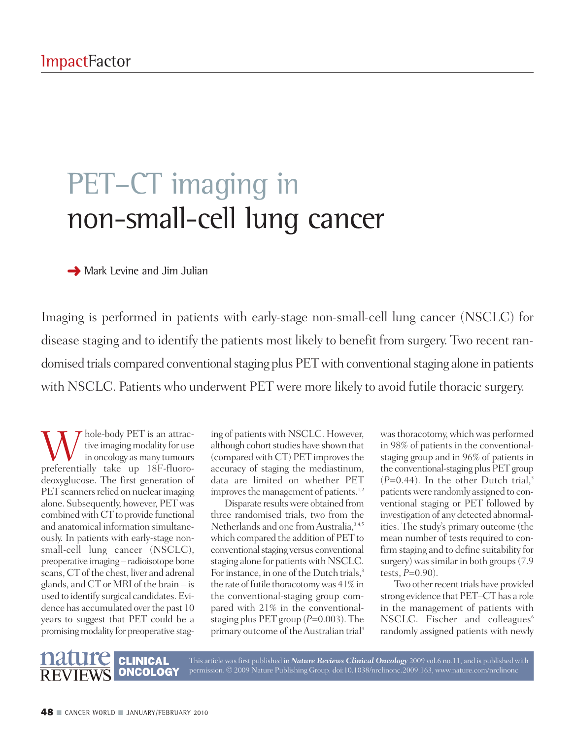ImpactFactor

# PET–CT imaging in non-small-cell lung cancer

Mark Levine and Jim Julian

Imaging is performed in patients with early-stage non-small-cell lung cancer (NSCLC) for disease staging and to identify the patients most likely to benefit from surgery. Two recent randomised trials compared conventional staging plus PET with conventional staging alone in patients with NSCLC. Patients who underwent PET were more likely to avoid futile thoracic surgery.

Whole-body PET is an attractive imaging modality for use in oncology as many tumours preferentially take up 18F-fluorodeoxyglucose. The first generation of PET scanners relied on nuclear imaging alone. Subsequently, however, PET was combined with CT to provide functional and anatomical information simultaneously. In patients with early-stage non-small-cell lung cancer (NSCLC), preoperative imaging – radioisotope bone scans, CT of the chest, liver and adrenal glands, and CT or MRI of the brain – is used to identify surgical candidates. Evidence has accumulated over the past 10 years to suggest that PET could be a promising modality for preoperative staging of patients with NSCLC. However, although cohort studies have shown that (compared with CT) PET improves the accuracy of staging the mediastinum, data are limited on whether PET improves the management of patients.[1,2]

Disparate results were obtained from three randomised trials, two from the Netherlands and one from Australia,[3,4,5] which compared the addition of PET to conventional staging versus conventional staging alone for patients with NSCLC. For instance, in one of the Dutch trials,[3] the rate of futile thoracotomy was 41% in the conventional-staging group compared with 21% in the conventional-staging plus PET group ($P$=0.003). The primary outcome of the Australian trial[4] was thoracotomy, which was performed in 98% of patients in the conventional-staging group and in 96% of patients in the conventional-staging plus PET group ($P$=0.44). In the other Dutch trial,[5] patients were randomly assigned to conventional staging or PET followed by investigation of any detected abnormalities. The study's primary outcome (the mean number of tests required to confirm staging and to define suitability for surgery) was similar in both groups (7.9 tests, $P$=0.90).

Two other recent trials have provided strong evidence that PET–CT has a role in the management of patients with NSCLC. Fischer and colleagues[6] randomly assigned patients with newly

This article was first published in *Nature Reviews Clinical Oncology* 2009 vol.6 no.11, and is published with permission. © 2009 Nature Publishing Group. doi:10.1038/nrclinonc.2009.163, www.nature.com/nrclinonc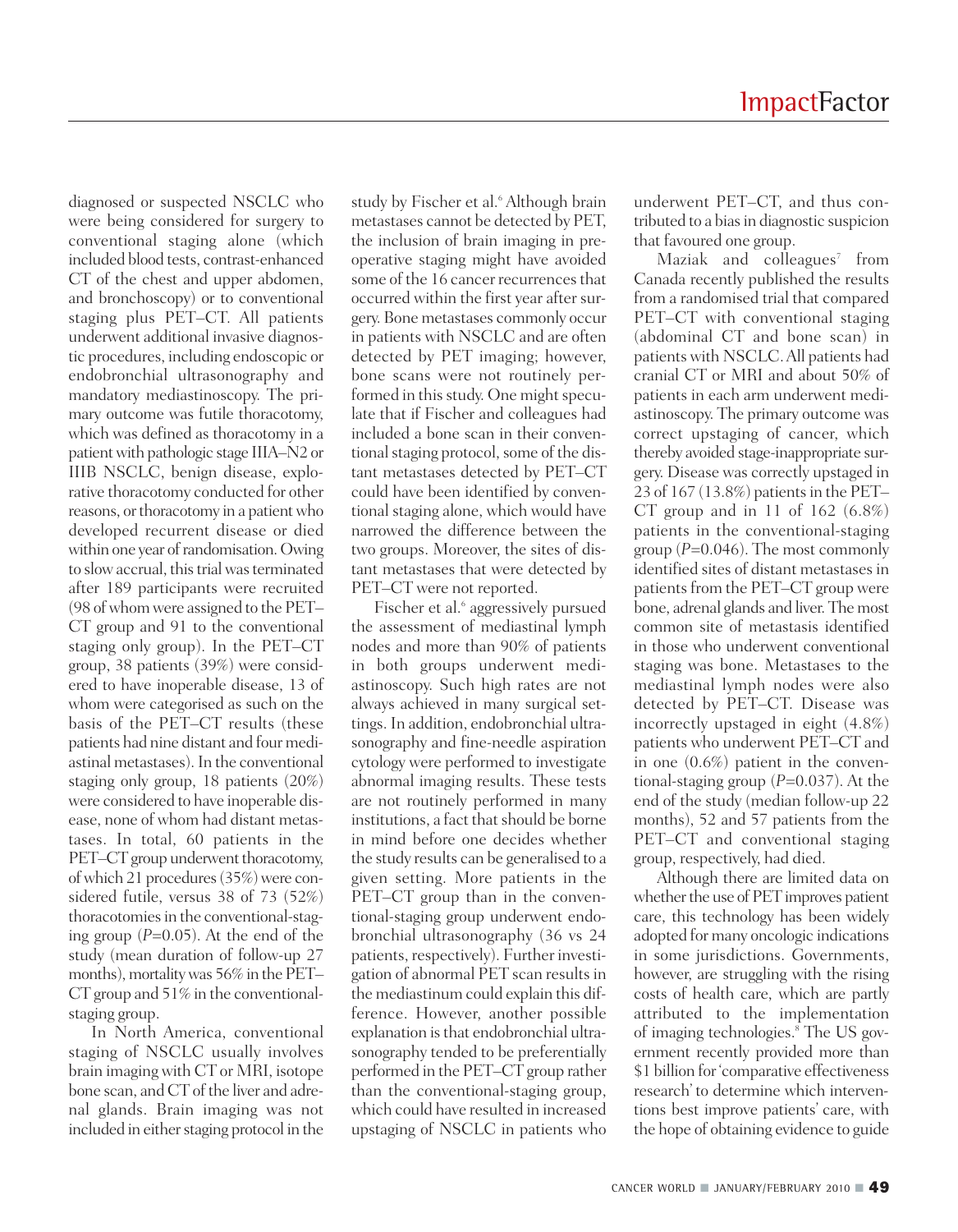diagnosed or suspected NSCLC who were being considered for surgery to conventional staging alone (which included blood tests, contrast-enhanced CT of the chest and upper abdomen, and bronchoscopy) or to conventional staging plus PET–CT. All patients underwent additional invasive diagnostic procedures, including endoscopic or endobronchial ultrasonography and mandatory mediastinoscopy. The primary outcome was futile thoracotomy, which was defined as thoracotomy in a patient with pathologic stage IIIA–N2 or IIIB NSCLC, benign disease, explorative thoracotomy conducted for other reasons, or thoracotomy in a patient who developed recurrent disease or died within one year of randomisation. Owing to slow accrual, this trial was terminated after 189 participants were recruited (98 of whom were assigned to the PET–CT group and 91 to the conventional staging only group). In the PET–CT group, 38 patients (39%) were considered to have inoperable disease, 13 of whom were categorised as such on the basis of the PET–CT results (these patients had nine distant and four mediastinal metastases). In the conventional staging only group, 18 patients (20%) were considered to have inoperable disease, none of whom had distant metastases. In total, 60 patients in the PET–CT group underwent thoracotomy, of which 21 procedures (35%) were considered futile, versus 38 of 73 (52%) thoracotomies in the conventional-staging group ($P$=0.05). At the end of the study (mean duration of follow-up 27 months), mortality was 56% in the PET–CT group and 51% in the conventional-staging group.

In North America, conventional staging of NSCLC usually involves brain imaging with CT or MRI, isotope bone scan, and CT of the liver and adrenal glands. Brain imaging was not included in either staging protocol in the study by Fischer et al.[6] Although brain metastases cannot be detected by PET, the inclusion of brain imaging in preoperative staging might have avoided some of the 16 cancer recurrences that occurred within the first year after surgery. Bone metastases commonly occur in patients with NSCLC and are often detected by PET imaging; however, bone scans were not routinely performed in this study. One might speculate that if Fischer and colleagues had included a bone scan in their conventional staging protocol, some of the distant metastases detected by PET–CT could have been identified by conventional staging alone, which would have narrowed the difference between the two groups. Moreover, the sites of distant metastases that were detected by PET–CT were not reported.

Fischer et al.[6] aggressively pursued the assessment of mediastinal lymph nodes and more than 90% of patients in both groups underwent mediastinoscopy. Such high rates are not always achieved in many surgical settings. In addition, endobronchial ultrasonography and fine-needle aspiration cytology were performed to investigate abnormal imaging results. These tests are not routinely performed in many institutions, a fact that should be borne in mind before one decides whether the study results can be generalised to a given setting. More patients in the PET–CT group than in the conventional-staging group underwent endobronchial ultrasonography (36 vs 24 patients, respectively). Further investigation of abnormal PET scan results in the mediastinum could explain this difference. However, another possible explanation is that endobronchial ultrasonography tended to be preferentially performed in the PET–CT group rather than the conventional-staging group, which could have resulted in increased upstaging of NSCLC in patients who underwent PET–CT, and thus contributed to a bias in diagnostic suspicion that favoured one group.

Maziak and colleagues[7] from Canada recently published the results from a randomised trial that compared PET–CT with conventional staging (abdominal CT and bone scan) in patients with NSCLC. All patients had cranial CT or MRI and about 50% of patients in each arm underwent mediastinoscopy. The primary outcome was correct upstaging of cancer, which thereby avoided stage-inappropriate surgery. Disease was correctly upstaged in 23 of 167 (13.8%) patients in the PET–CT group and in 11 of 162 (6.8%) patients in the conventional-staging group ($P$=0.046). The most commonly identified sites of distant metastases in patients from the PET–CT group were bone, adrenal glands and liver. The most common site of metastasis identified in those who underwent conventional staging was bone. Metastases to the mediastinal lymph nodes were also detected by PET–CT. Disease was incorrectly upstaged in eight (4.8%) patients who underwent PET–CT and in one (0.6%) patient in the conventional-staging group ($P$=0.037). At the end of the study (median follow-up 22 months), 52 and 57 patients from the PET–CT and conventional staging group, respectively, had died.

Although there are limited data on whether the use of PET improves patient care, this technology has been widely adopted for many oncologic indications in some jurisdictions. Governments, however, are struggling with the rising costs of health care, which are partly attributed to the implementation of imaging technologies.[8] The US government recently provided more than $1 billion for 'comparative effectiveness research' to determine which interventions best improve patients' care, with the hope of obtaining evidence to guide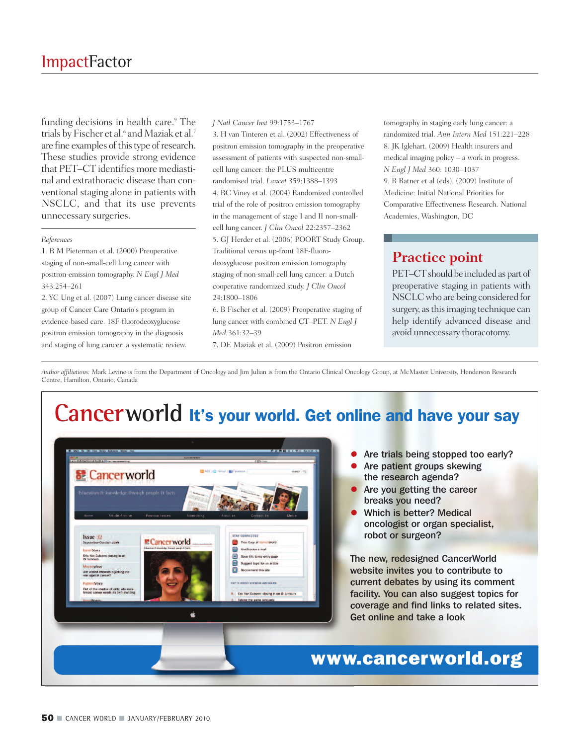funding decisions in health care.[9] The trials by Fischer et al.[6] and Maziak et al.[7] are fine examples of this type of research. These studies provide strong evidence that PET–CT identifies more mediastinal and extrathoracic disease than conventional staging alone in patients with NSCLC, and that its use prevents unnecessary surgeries.

*References*

1. R M Pieterman et al. (2000) Preoperative staging of non-small-cell lung cancer with positron-emission tomography. *N Engl J Med* 343:254–261
2. YC Ung et al. (2007) Lung cancer disease site group of Cancer Care Ontario's program in evidence-based care. 18F-fluorodeoxyglucose positron emission tomography in the diagnosis and staging of lung cancer: a systematic review. *J Natl Cancer Inst* 99:1753–1767
3. H van Tinteren et al. (2002) Effectiveness of positron emission tomography in the preoperative assessment of patients with suspected non-small-cell lung cancer: the PLUS multicentre randomised trial. *Lancet* 359:1388–1393
4. RC Viney et al. (2004) Randomized controlled trial of the role of positron emission tomography in the management of stage I and II non-small-cell lung cancer. *J Clin Oncol* 22:2357–2362
5. GJ Herder et al. (2006) POORT Study Group. Traditional versus up-front 18F-fluoro-deoxyglucose positron emission tomography staging of non-small-cell lung cancer: a Dutch cooperative randomized study. *J Clin Oncol* 24:1800–1806
6. B Fischer et al. (2009) Preoperative staging of lung cancer with combined CT–PET. *N Engl J Med* 361:32–39
7. DE Maziak et al. (2009) Positron emission tomography in staging early lung cancer: a randomized trial. *Ann Intern Med* 151:221–228
8. JK Iglehart. (2009) Health insurers and medical imaging policy – a work in progress. *N Engl J Med* 360: 1030–1037
9. R Ratner et al (eds). (2009) Institute of Medicine: Initial National Priorities for Comparative Effectiveness Research. National Academies, Washington, DC

## Practice point

PET–CT should be included as part of preoperative staging in patients with NSCLC who are being considered for surgery, as this imaging technique can help identify advanced disease and avoid unnecessary thoracotomy.

*Author affiliations:* Mark Levine is from the Department of Oncology and Jim Julian is from the Ontario Clinical Oncology Group, at McMaster University, Henderson Research Centre, Hamilton, Ontario, Canada

# Cancerworld It's your world. Get online and have your say

- Are trials being stopped too early?
- Are patient groups skewing the research agenda?
- Are you getting the career breaks you need?
- Which is better? Medical oncologist or organ specialist, robot or surgeon?

The new, redesigned CancerWorld website invites you to contribute to current debates by using its comment facility. You can also suggest topics for coverage and find links to related sites. Get online and take a look

**www.cancerworld.org**